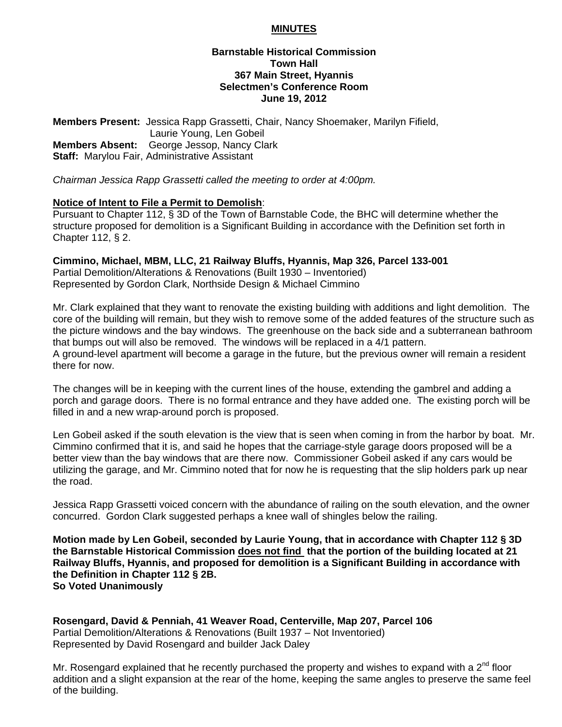# MINUTES

**Barnstable Historical Commission**
**Town Hall**
**367 Main Street, Hyannis**
**Selectmen's Conference Room**
**June 19, 2012**

**Members Present:** Jessica Rapp Grassetti, Chair, Nancy Shoemaker, Marilyn Fifield, Laurie Young, Len Gobeil
**Members Absent:** George Jessop, Nancy Clark
**Staff:** Marylou Fair, Administrative Assistant

*Chairman Jessica Rapp Grassetti called the meeting to order at 4:00pm.*

**Notice of Intent to File a Permit to Demolish**:
Pursuant to Chapter 112, § 3D of the Town of Barnstable Code, the BHC will determine whether the structure proposed for demolition is a Significant Building in accordance with the Definition set forth in Chapter 112, § 2.

**Cimmino, Michael, MBM, LLC, 21 Railway Bluffs, Hyannis, Map 326, Parcel 133-001**
Partial Demolition/Alterations & Renovations (Built 1930 – Inventoried)
Represented by Gordon Clark, Northside Design & Michael Cimmino

Mr. Clark explained that they want to renovate the existing building with additions and light demolition. The core of the building will remain, but they wish to remove some of the added features of the structure such as the picture windows and the bay windows. The greenhouse on the back side and a subterranean bathroom that bumps out will also be removed. The windows will be replaced in a 4/1 pattern.
A ground-level apartment will become a garage in the future, but the previous owner will remain a resident there for now.

The changes will be in keeping with the current lines of the house, extending the gambrel and adding a porch and garage doors. There is no formal entrance and they have added one. The existing porch will be filled in and a new wrap-around porch is proposed.

Len Gobeil asked if the south elevation is the view that is seen when coming in from the harbor by boat. Mr. Cimmino confirmed that it is, and said he hopes that the carriage-style garage doors proposed will be a better view than the bay windows that are there now. Commissioner Gobeil asked if any cars would be utilizing the garage, and Mr. Cimmino noted that for now he is requesting that the slip holders park up near the road.

Jessica Rapp Grassetti voiced concern with the abundance of railing on the south elevation, and the owner concurred. Gordon Clark suggested perhaps a knee wall of shingles below the railing.

**Motion made by Len Gobeil, seconded by Laurie Young, that in accordance with Chapter 112 § 3D the Barnstable Historical Commission <u>does not find</u> that the portion of the building located at 21 Railway Bluffs, Hyannis, and proposed for demolition is a Significant Building in accordance with the Definition in Chapter 112 § 2B.**
**So Voted Unanimously**

**Rosengard, David & Penniah, 41 Weaver Road, Centerville, Map 207, Parcel 106**
Partial Demolition/Alterations & Renovations (Built 1937 – Not Inventoried)
Represented by David Rosengard and builder Jack Daley

Mr. Rosengard explained that he recently purchased the property and wishes to expand with a 2nd floor addition and a slight expansion at the rear of the home, keeping the same angles to preserve the same feel of the building.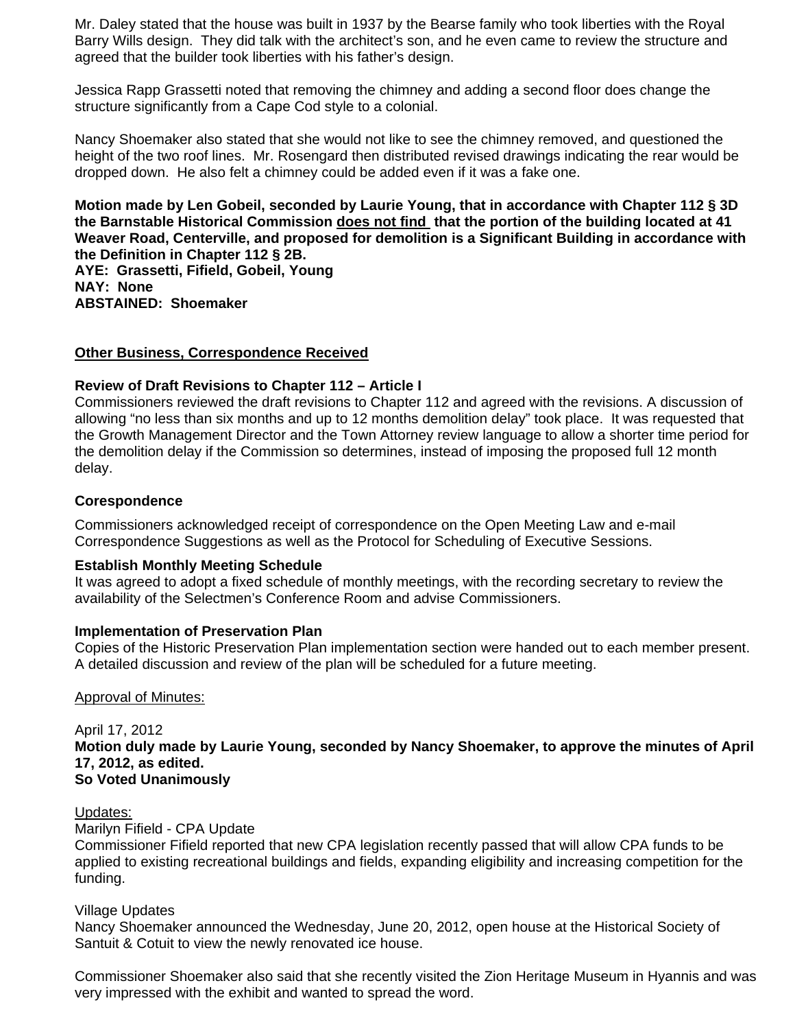Mr. Daley stated that the house was built in 1937 by the Bearse family who took liberties with the Royal Barry Wills design. They did talk with the architect's son, and he even came to review the structure and agreed that the builder took liberties with his father's design.

Jessica Rapp Grassetti noted that removing the chimney and adding a second floor does change the structure significantly from a Cape Cod style to a colonial.

Nancy Shoemaker also stated that she would not like to see the chimney removed, and questioned the height of the two roof lines. Mr. Rosengard then distributed revised drawings indicating the rear would be dropped down. He also felt a chimney could be added even if it was a fake one.

**Motion made by Len Gobeil, seconded by Laurie Young, that in accordance with Chapter 112 § 3D the Barnstable Historical Commission <u>does not find</u> that the portion of the building located at 41 Weaver Road, Centerville, and proposed for demolition is a Significant Building in accordance with the Definition in Chapter 112 § 2B.**
**AYE: Grassetti, Fifield, Gobeil, Young**
**NAY: None**
**ABSTAINED: Shoemaker**

**<u>Other Business, Correspondence Received</u>**

**Review of Draft Revisions to Chapter 112 – Article I**
Commissioners reviewed the draft revisions to Chapter 112 and agreed with the revisions. A discussion of allowing "no less than six months and up to 12 months demolition delay" took place. It was requested that the Growth Management Director and the Town Attorney review language to allow a shorter time period for the demolition delay if the Commission so determines, instead of imposing the proposed full 12 month delay.

**Corespondence**

Commissioners acknowledged receipt of correspondence on the Open Meeting Law and e-mail Correspondence Suggestions as well as the Protocol for Scheduling of Executive Sessions.

**Establish Monthly Meeting Schedule**
It was agreed to adopt a fixed schedule of monthly meetings, with the recording secretary to review the availability of the Selectmen's Conference Room and advise Commissioners.

**Implementation of Preservation Plan**
Copies of the Historic Preservation Plan implementation section were handed out to each member present. A detailed discussion and review of the plan will be scheduled for a future meeting.

<u>Approval of Minutes:</u>

April 17, 2012
**Motion duly made by Laurie Young, seconded by Nancy Shoemaker, to approve the minutes of April 17, 2012, as edited.**
**So Voted Unanimously**

<u>Updates:</u>
Marilyn Fifield - CPA Update
Commissioner Fifield reported that new CPA legislation recently passed that will allow CPA funds to be applied to existing recreational buildings and fields, expanding eligibility and increasing competition for the funding.

Village Updates
Nancy Shoemaker announced the Wednesday, June 20, 2012, open house at the Historical Society of Santuit & Cotuit to view the newly renovated ice house.

Commissioner Shoemaker also said that she recently visited the Zion Heritage Museum in Hyannis and was very impressed with the exhibit and wanted to spread the word.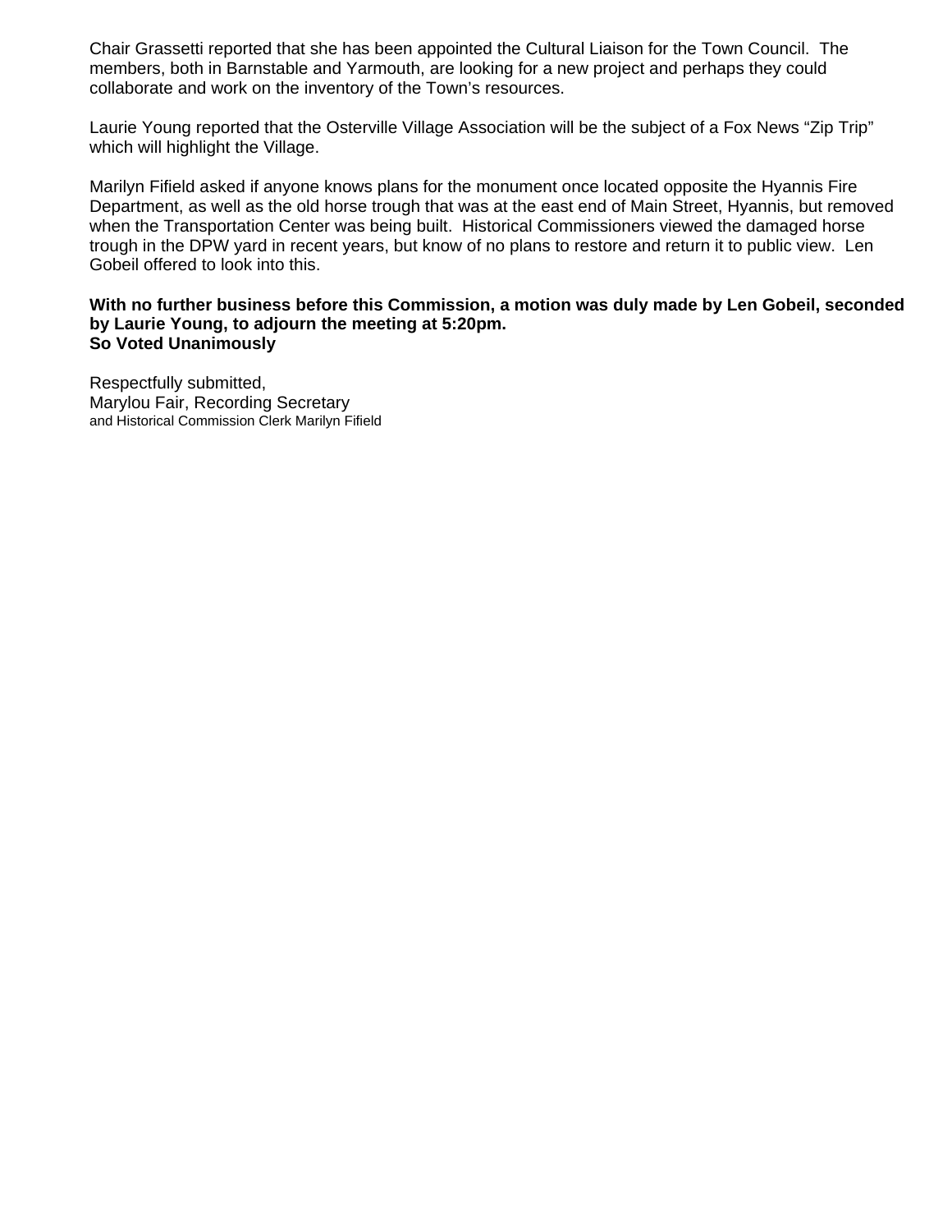Chair Grassetti reported that she has been appointed the Cultural Liaison for the Town Council. The members, both in Barnstable and Yarmouth, are looking for a new project and perhaps they could collaborate and work on the inventory of the Town's resources.

Laurie Young reported that the Osterville Village Association will be the subject of a Fox News "Zip Trip" which will highlight the Village.

Marilyn Fifield asked if anyone knows plans for the monument once located opposite the Hyannis Fire Department, as well as the old horse trough that was at the east end of Main Street, Hyannis, but removed when the Transportation Center was being built. Historical Commissioners viewed the damaged horse trough in the DPW yard in recent years, but know of no plans to restore and return it to public view. Len Gobeil offered to look into this.

**With no further business before this Commission, a motion was duly made by Len Gobeil, seconded by Laurie Young, to adjourn the meeting at 5:20pm.**
**So Voted Unanimously**

Respectfully submitted,
Marylou Fair, Recording Secretary
and Historical Commission Clerk Marilyn Fifield